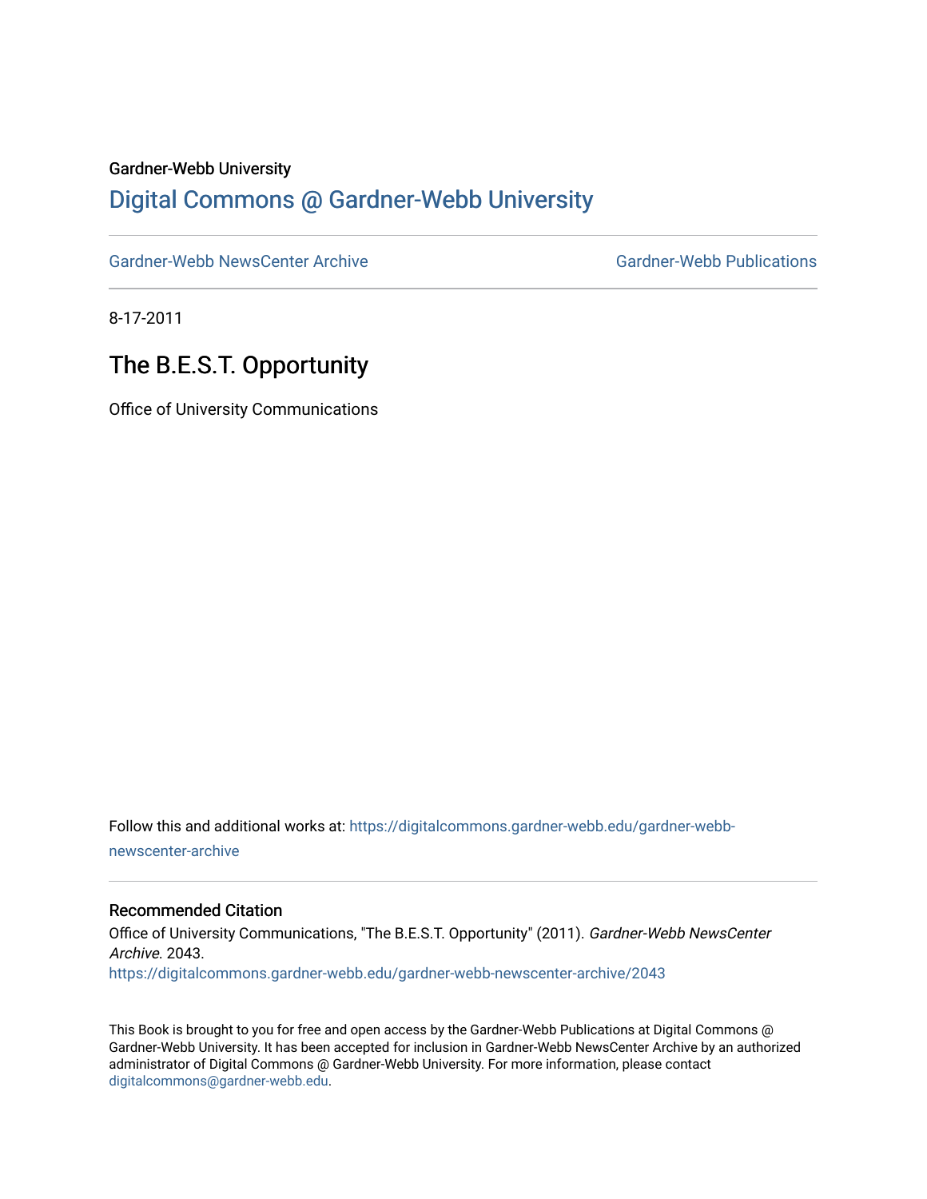Gardner-Webb University

# Digital Commons @ Gardner-Webb University

Gardner-Webb NewsCenter Archive | Gardner-Webb Publications

8-17-2011

## The B.E.S.T. Opportunity

Office of University Communications

Follow this and additional works at: https://digitalcommons.gardner-webb.edu/gardner-webb-newscenter-archive

### Recommended Citation

Office of University Communications, "The B.E.S.T. Opportunity" (2011). *Gardner-Webb NewsCenter Archive*. 2043.
https://digitalcommons.gardner-webb.edu/gardner-webb-newscenter-archive/2043

This Book is brought to you for free and open access by the Gardner-Webb Publications at Digital Commons @ Gardner-Webb University. It has been accepted for inclusion in Gardner-Webb NewsCenter Archive by an authorized administrator of Digital Commons @ Gardner-Webb University. For more information, please contact digitalcommons@gardner-webb.edu.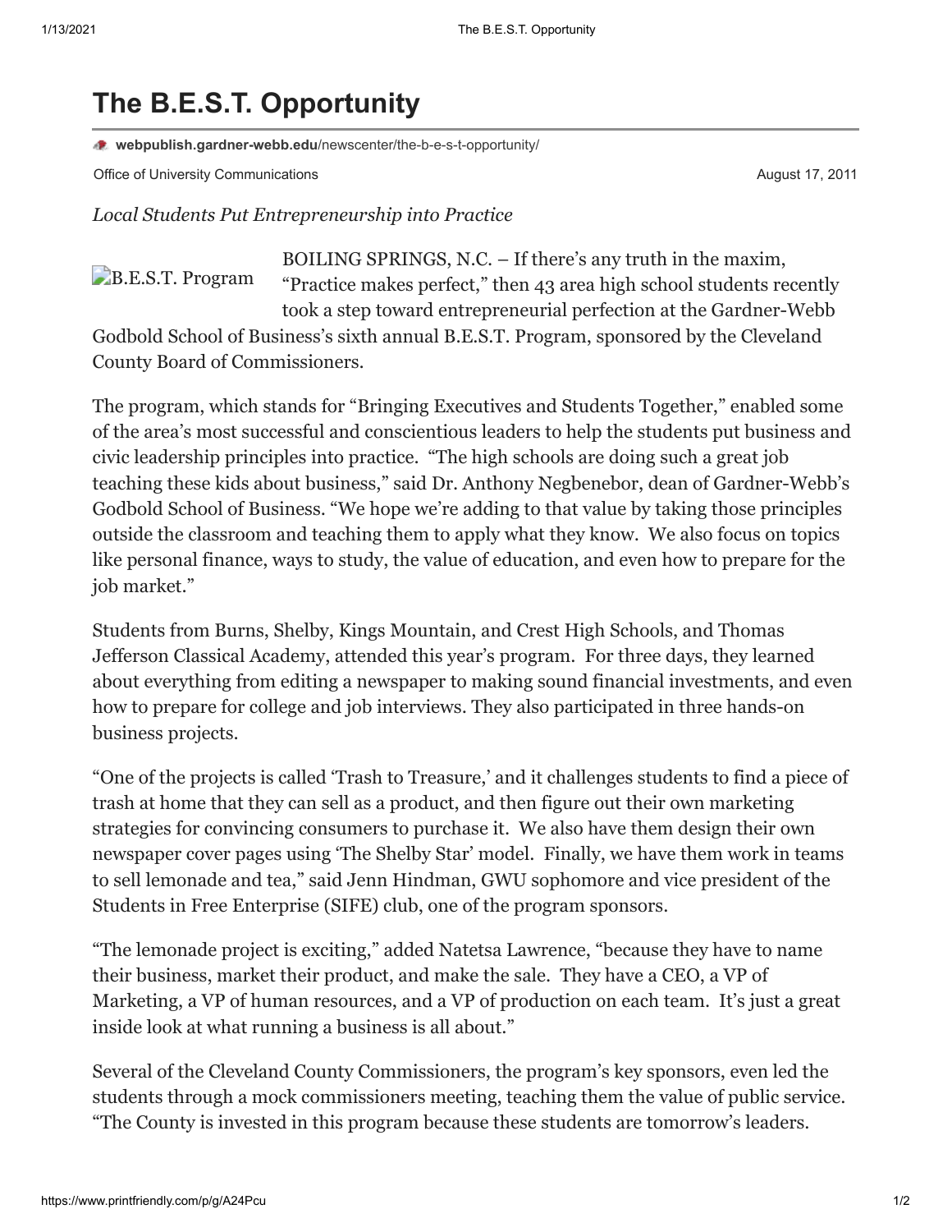# The B.E.S.T. Opportunity

webpublish.gardner-webb.edu/newscenter/the-b-e-s-t-opportunity/

Office of University Communications

August 17, 2011

*Local Students Put Entrepreneurship into Practice*

B.E.S.T. Program

BOILING SPRINGS, N.C. – If there's any truth in the maxim, "Practice makes perfect," then 43 area high school students recently took a step toward entrepreneurial perfection at the Gardner-Webb Godbold School of Business's sixth annual B.E.S.T. Program, sponsored by the Cleveland County Board of Commissioners.

The program, which stands for "Bringing Executives and Students Together," enabled some of the area's most successful and conscientious leaders to help the students put business and civic leadership principles into practice. "The high schools are doing such a great job teaching these kids about business," said Dr. Anthony Negbenebor, dean of Gardner-Webb's Godbold School of Business. "We hope we're adding to that value by taking those principles outside the classroom and teaching them to apply what they know. We also focus on topics like personal finance, ways to study, the value of education, and even how to prepare for the job market."

Students from Burns, Shelby, Kings Mountain, and Crest High Schools, and Thomas Jefferson Classical Academy, attended this year's program. For three days, they learned about everything from editing a newspaper to making sound financial investments, and even how to prepare for college and job interviews. They also participated in three hands-on business projects.

"One of the projects is called 'Trash to Treasure,' and it challenges students to find a piece of trash at home that they can sell as a product, and then figure out their own marketing strategies for convincing consumers to purchase it. We also have them design their own newspaper cover pages using 'The Shelby Star' model. Finally, we have them work in teams to sell lemonade and tea," said Jenn Hindman, GWU sophomore and vice president of the Students in Free Enterprise (SIFE) club, one of the program sponsors.

"The lemonade project is exciting," added Natetsa Lawrence, "because they have to name their business, market their product, and make the sale. They have a CEO, a VP of Marketing, a VP of human resources, and a VP of production on each team. It's just a great inside look at what running a business is all about."

Several of the Cleveland County Commissioners, the program's key sponsors, even led the students through a mock commissioners meeting, teaching them the value of public service. "The County is invested in this program because these students are tomorrow's leaders.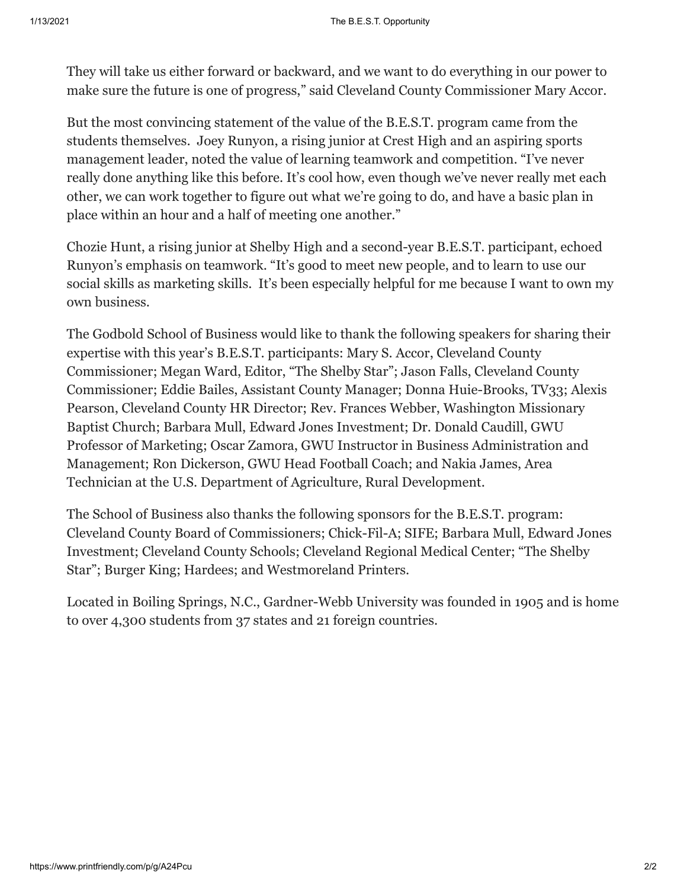They will take us either forward or backward, and we want to do everything in our power to make sure the future is one of progress," said Cleveland County Commissioner Mary Accor.

But the most convincing statement of the value of the B.E.S.T. program came from the students themselves. Joey Runyon, a rising junior at Crest High and an aspiring sports management leader, noted the value of learning teamwork and competition. "I've never really done anything like this before. It's cool how, even though we've never really met each other, we can work together to figure out what we're going to do, and have a basic plan in place within an hour and a half of meeting one another."

Chozie Hunt, a rising junior at Shelby High and a second-year B.E.S.T. participant, echoed Runyon's emphasis on teamwork. "It's good to meet new people, and to learn to use our social skills as marketing skills. It's been especially helpful for me because I want to own my own business.

The Godbold School of Business would like to thank the following speakers for sharing their expertise with this year's B.E.S.T. participants: Mary S. Accor, Cleveland County Commissioner; Megan Ward, Editor, "The Shelby Star"; Jason Falls, Cleveland County Commissioner; Eddie Bailes, Assistant County Manager; Donna Huie-Brooks, TV33; Alexis Pearson, Cleveland County HR Director; Rev. Frances Webber, Washington Missionary Baptist Church; Barbara Mull, Edward Jones Investment; Dr. Donald Caudill, GWU Professor of Marketing; Oscar Zamora, GWU Instructor in Business Administration and Management; Ron Dickerson, GWU Head Football Coach; and Nakia James, Area Technician at the U.S. Department of Agriculture, Rural Development.

The School of Business also thanks the following sponsors for the B.E.S.T. program: Cleveland County Board of Commissioners; Chick-Fil-A; SIFE; Barbara Mull, Edward Jones Investment; Cleveland County Schools; Cleveland Regional Medical Center; "The Shelby Star"; Burger King; Hardees; and Westmoreland Printers.

Located in Boiling Springs, N.C., Gardner-Webb University was founded in 1905 and is home to over 4,300 students from 37 states and 21 foreign countries.